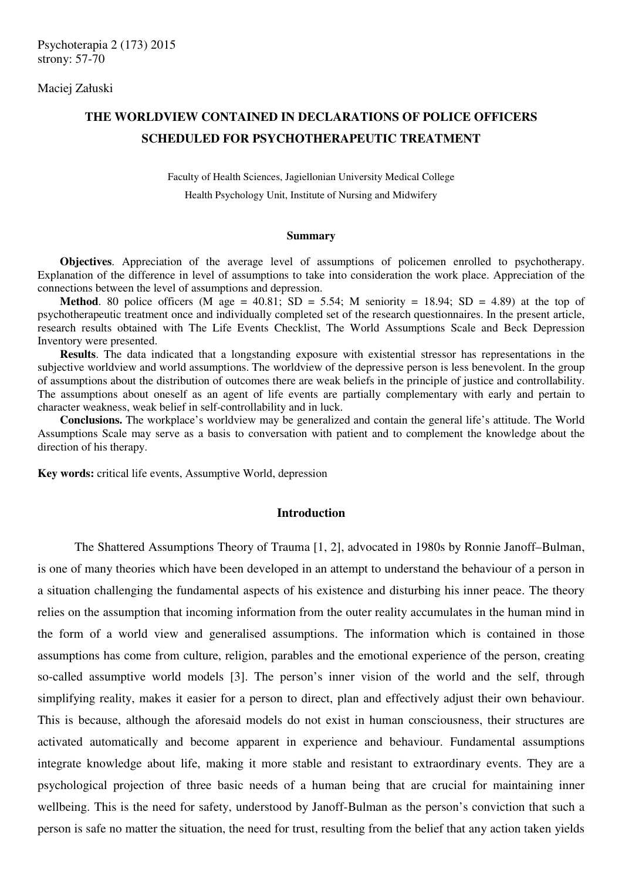Psychoterapia 2 (173) 2015
strony: 57-70

Maciej Załuski

# THE WORLDVIEW CONTAINED IN DECLARATIONS OF POLICE OFFICERS SCHEDULED FOR PSYCHOTHERAPEUTIC TREATMENT

Faculty of Health Sciences, Jagiellonian University Medical College
Health Psychology Unit, Institute of Nursing and Midwifery

### Summary

**Objectives**. Appreciation of the average level of assumptions of policemen enrolled to psychotherapy. Explanation of the difference in level of assumptions to take into consideration the work place. Appreciation of the connections between the level of assumptions and depression.

**Method**. 80 police officers (M age = 40.81; SD = 5.54; M seniority = 18.94; SD = 4.89) at the top of psychotherapeutic treatment once and individually completed set of the research questionnaires. In the present article, research results obtained with The Life Events Checklist, The World Assumptions Scale and Beck Depression Inventory were presented.

**Results**. The data indicated that a longstanding exposure with existential stressor has representations in the subjective worldview and world assumptions. The worldview of the depressive person is less benevolent. In the group of assumptions about the distribution of outcomes there are weak beliefs in the principle of justice and controllability. The assumptions about oneself as an agent of life events are partially complementary with early and pertain to character weakness, weak belief in self-controllability and in luck.

**Conclusions.** The workplace's worldview may be generalized and contain the general life's attitude. The World Assumptions Scale may serve as a basis to conversation with patient and to complement the knowledge about the direction of his therapy.

**Key words:** critical life events, Assumptive World, depression

## Introduction

The Shattered Assumptions Theory of Trauma [1, 2], advocated in 1980s by Ronnie Janoff–Bulman, is one of many theories which have been developed in an attempt to understand the behaviour of a person in a situation challenging the fundamental aspects of his existence and disturbing his inner peace. The theory relies on the assumption that incoming information from the outer reality accumulates in the human mind in the form of a world view and generalised assumptions. The information which is contained in those assumptions has come from culture, religion, parables and the emotional experience of the person, creating so-called assumptive world models [3]. The person's inner vision of the world and the self, through simplifying reality, makes it easier for a person to direct, plan and effectively adjust their own behaviour. This is because, although the aforesaid models do not exist in human consciousness, their structures are activated automatically and become apparent in experience and behaviour. Fundamental assumptions integrate knowledge about life, making it more stable and resistant to extraordinary events. They are a psychological projection of three basic needs of a human being that are crucial for maintaining inner wellbeing. This is the need for safety, understood by Janoff-Bulman as the person's conviction that such a person is safe no matter the situation, the need for trust, resulting from the belief that any action taken yields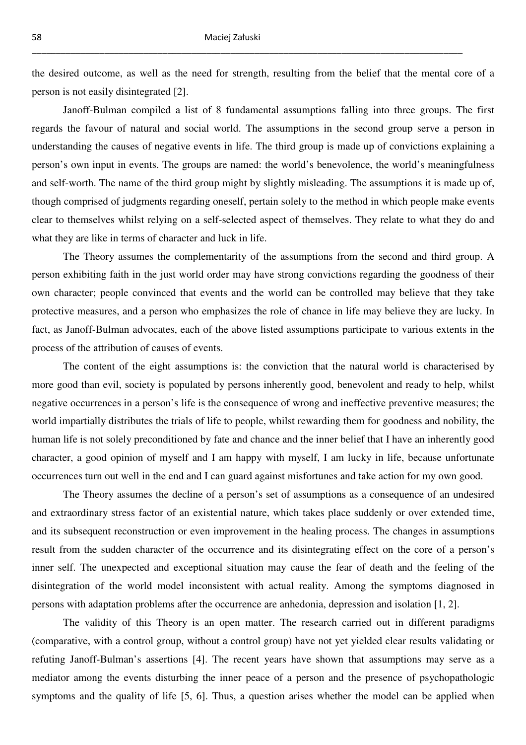the desired outcome, as well as the need for strength, resulting from the belief that the mental core of a person is not easily disintegrated [2].

Janoff-Bulman compiled a list of 8 fundamental assumptions falling into three groups. The first regards the favour of natural and social world. The assumptions in the second group serve a person in understanding the causes of negative events in life. The third group is made up of convictions explaining a person's own input in events. The groups are named: the world's benevolence, the world's meaningfulness and self-worth. The name of the third group might by slightly misleading. The assumptions it is made up of, though comprised of judgments regarding oneself, pertain solely to the method in which people make events clear to themselves whilst relying on a self-selected aspect of themselves. They relate to what they do and what they are like in terms of character and luck in life.

The Theory assumes the complementarity of the assumptions from the second and third group. A person exhibiting faith in the just world order may have strong convictions regarding the goodness of their own character; people convinced that events and the world can be controlled may believe that they take protective measures, and a person who emphasizes the role of chance in life may believe they are lucky. In fact, as Janoff-Bulman advocates, each of the above listed assumptions participate to various extents in the process of the attribution of causes of events.

The content of the eight assumptions is: the conviction that the natural world is characterised by more good than evil, society is populated by persons inherently good, benevolent and ready to help, whilst negative occurrences in a person's life is the consequence of wrong and ineffective preventive measures; the world impartially distributes the trials of life to people, whilst rewarding them for goodness and nobility, the human life is not solely preconditioned by fate and chance and the inner belief that I have an inherently good character, a good opinion of myself and I am happy with myself, I am lucky in life, because unfortunate occurrences turn out well in the end and I can guard against misfortunes and take action for my own good.

The Theory assumes the decline of a person's set of assumptions as a consequence of an undesired and extraordinary stress factor of an existential nature, which takes place suddenly or over extended time, and its subsequent reconstruction or even improvement in the healing process. The changes in assumptions result from the sudden character of the occurrence and its disintegrating effect on the core of a person's inner self. The unexpected and exceptional situation may cause the fear of death and the feeling of the disintegration of the world model inconsistent with actual reality. Among the symptoms diagnosed in persons with adaptation problems after the occurrence are anhedonia, depression and isolation [1, 2].

The validity of this Theory is an open matter. The research carried out in different paradigms (comparative, with a control group, without a control group) have not yet yielded clear results validating or refuting Janoff-Bulman's assertions [4]. The recent years have shown that assumptions may serve as a mediator among the events disturbing the inner peace of a person and the presence of psychopathologic symptoms and the quality of life [5, 6]. Thus, a question arises whether the model can be applied when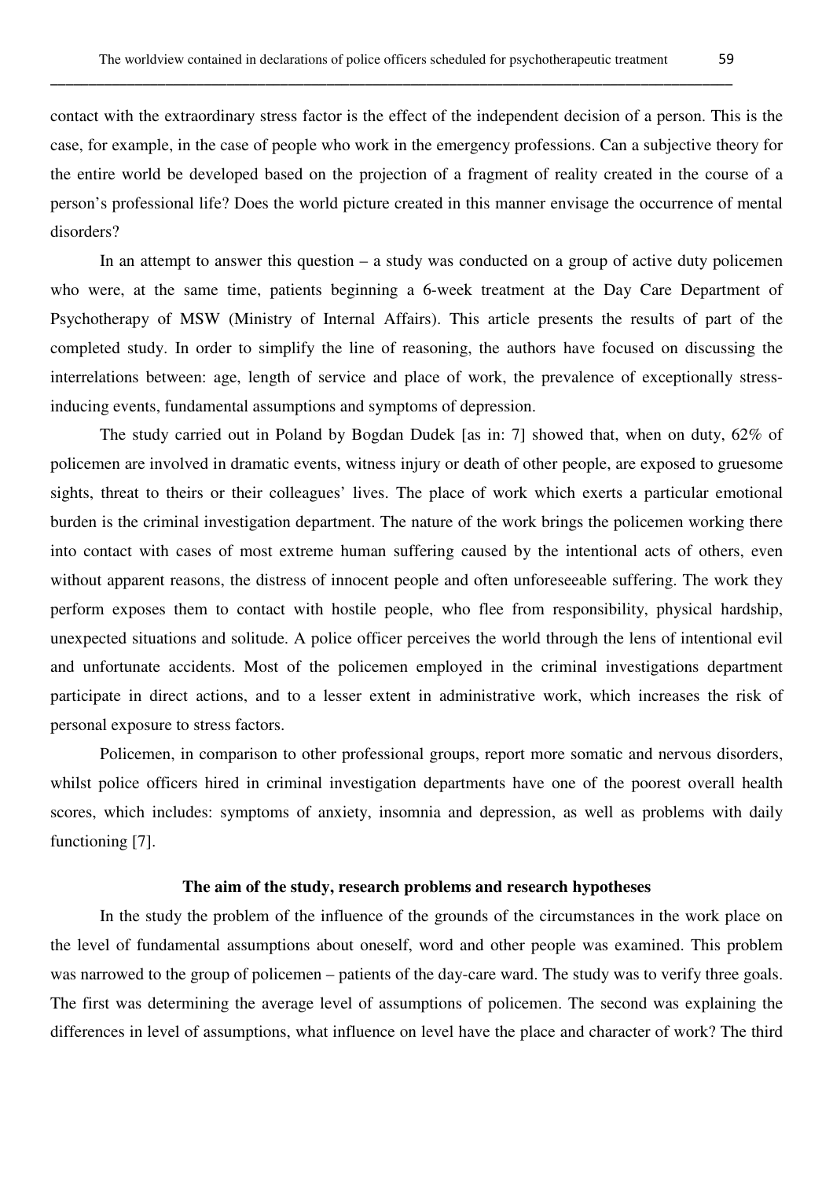contact with the extraordinary stress factor is the effect of the independent decision of a person. This is the case, for example, in the case of people who work in the emergency professions. Can a subjective theory for the entire world be developed based on the projection of a fragment of reality created in the course of a person's professional life? Does the world picture created in this manner envisage the occurrence of mental disorders?

In an attempt to answer this question – a study was conducted on a group of active duty policemen who were, at the same time, patients beginning a 6-week treatment at the Day Care Department of Psychotherapy of MSW (Ministry of Internal Affairs). This article presents the results of part of the completed study. In order to simplify the line of reasoning, the authors have focused on discussing the interrelations between: age, length of service and place of work, the prevalence of exceptionally stress-inducing events, fundamental assumptions and symptoms of depression.

The study carried out in Poland by Bogdan Dudek [as in: 7] showed that, when on duty, 62% of policemen are involved in dramatic events, witness injury or death of other people, are exposed to gruesome sights, threat to theirs or their colleagues' lives. The place of work which exerts a particular emotional burden is the criminal investigation department. The nature of the work brings the policemen working there into contact with cases of most extreme human suffering caused by the intentional acts of others, even without apparent reasons, the distress of innocent people and often unforeseeable suffering. The work they perform exposes them to contact with hostile people, who flee from responsibility, physical hardship, unexpected situations and solitude. A police officer perceives the world through the lens of intentional evil and unfortunate accidents. Most of the policemen employed in the criminal investigations department participate in direct actions, and to a lesser extent in administrative work, which increases the risk of personal exposure to stress factors.

Policemen, in comparison to other professional groups, report more somatic and nervous disorders, whilst police officers hired in criminal investigation departments have one of the poorest overall health scores, which includes: symptoms of anxiety, insomnia and depression, as well as problems with daily functioning [7].

### The aim of the study, research problems and research hypotheses

In the study the problem of the influence of the grounds of the circumstances in the work place on the level of fundamental assumptions about oneself, word and other people was examined. This problem was narrowed to the group of policemen – patients of the day-care ward. The study was to verify three goals. The first was determining the average level of assumptions of policemen. The second was explaining the differences in level of assumptions, what influence on level have the place and character of work? The third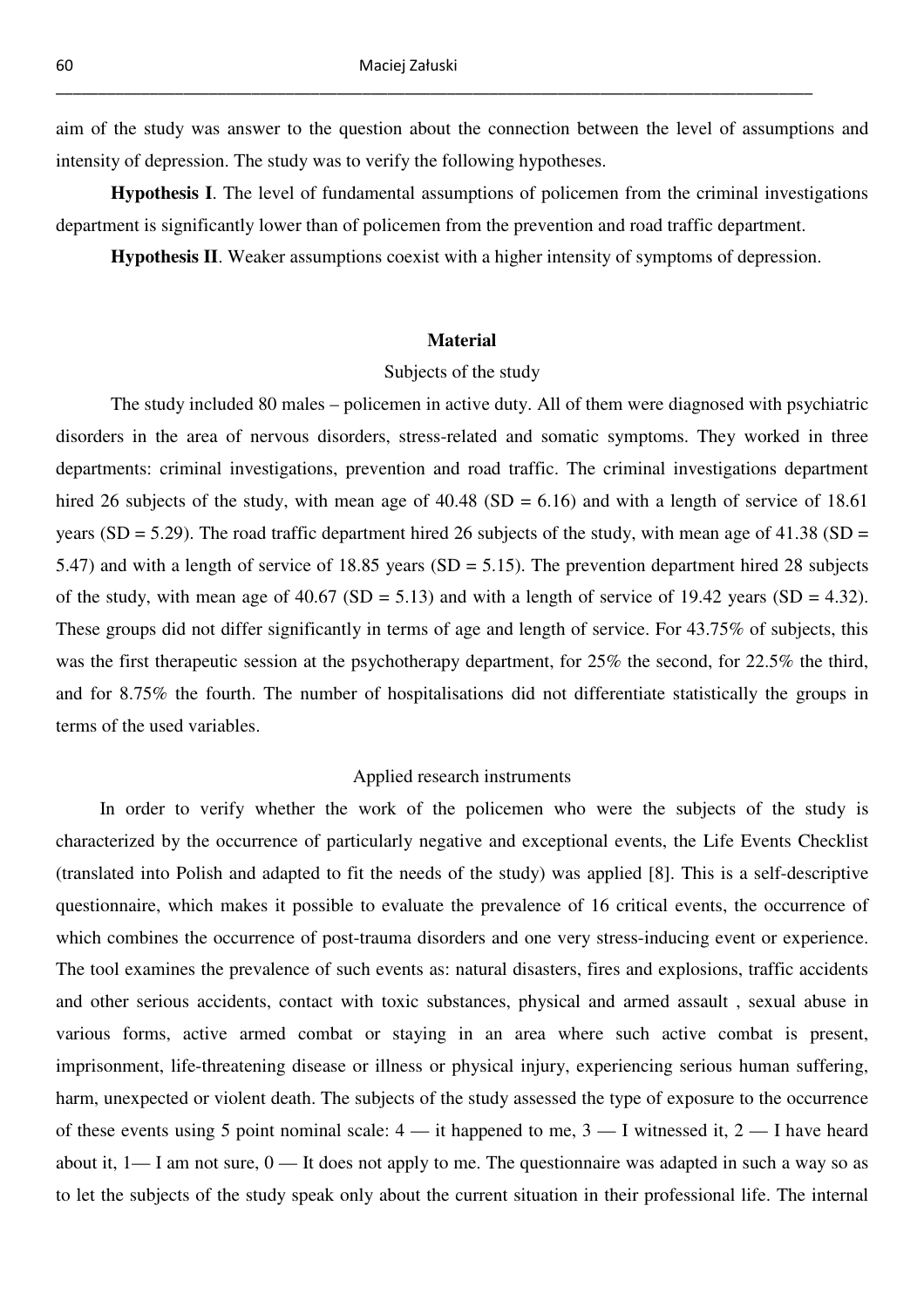aim of the study was answer to the question about the connection between the level of assumptions and intensity of depression. The study was to verify the following hypotheses.

**Hypothesis I**. The level of fundamental assumptions of policemen from the criminal investigations department is significantly lower than of policemen from the prevention and road traffic department.

**Hypothesis II**. Weaker assumptions coexist with a higher intensity of symptoms of depression.

## Material

### Subjects of the study

The study included 80 males – policemen in active duty. All of them were diagnosed with psychiatric disorders in the area of nervous disorders, stress-related and somatic symptoms. They worked in three departments: criminal investigations, prevention and road traffic. The criminal investigations department hired 26 subjects of the study, with mean age of 40.48 (SD = 6.16) and with a length of service of 18.61 years (SD = 5.29). The road traffic department hired 26 subjects of the study, with mean age of 41.38 (SD = 5.47) and with a length of service of 18.85 years (SD = 5.15). The prevention department hired 28 subjects of the study, with mean age of 40.67 (SD = 5.13) and with a length of service of 19.42 years (SD = 4.32). These groups did not differ significantly in terms of age and length of service. For 43.75% of subjects, this was the first therapeutic session at the psychotherapy department, for 25% the second, for 22.5% the third, and for 8.75% the fourth. The number of hospitalisations did not differentiate statistically the groups in terms of the used variables.

### Applied research instruments

In order to verify whether the work of the policemen who were the subjects of the study is characterized by the occurrence of particularly negative and exceptional events, the Life Events Checklist (translated into Polish and adapted to fit the needs of the study) was applied [8]. This is a self-descriptive questionnaire, which makes it possible to evaluate the prevalence of 16 critical events, the occurrence of which combines the occurrence of post-trauma disorders and one very stress-inducing event or experience. The tool examines the prevalence of such events as: natural disasters, fires and explosions, traffic accidents and other serious accidents, contact with toxic substances, physical and armed assault , sexual abuse in various forms, active armed combat or staying in an area where such active combat is present, imprisonment, life-threatening disease or illness or physical injury, experiencing serious human suffering, harm, unexpected or violent death. The subjects of the study assessed the type of exposure to the occurrence of these events using 5 point nominal scale: 4 — it happened to me, 3 — I witnessed it, 2 — I have heard about it, 1— I am not sure, 0 — It does not apply to me. The questionnaire was adapted in such a way so as to let the subjects of the study speak only about the current situation in their professional life. The internal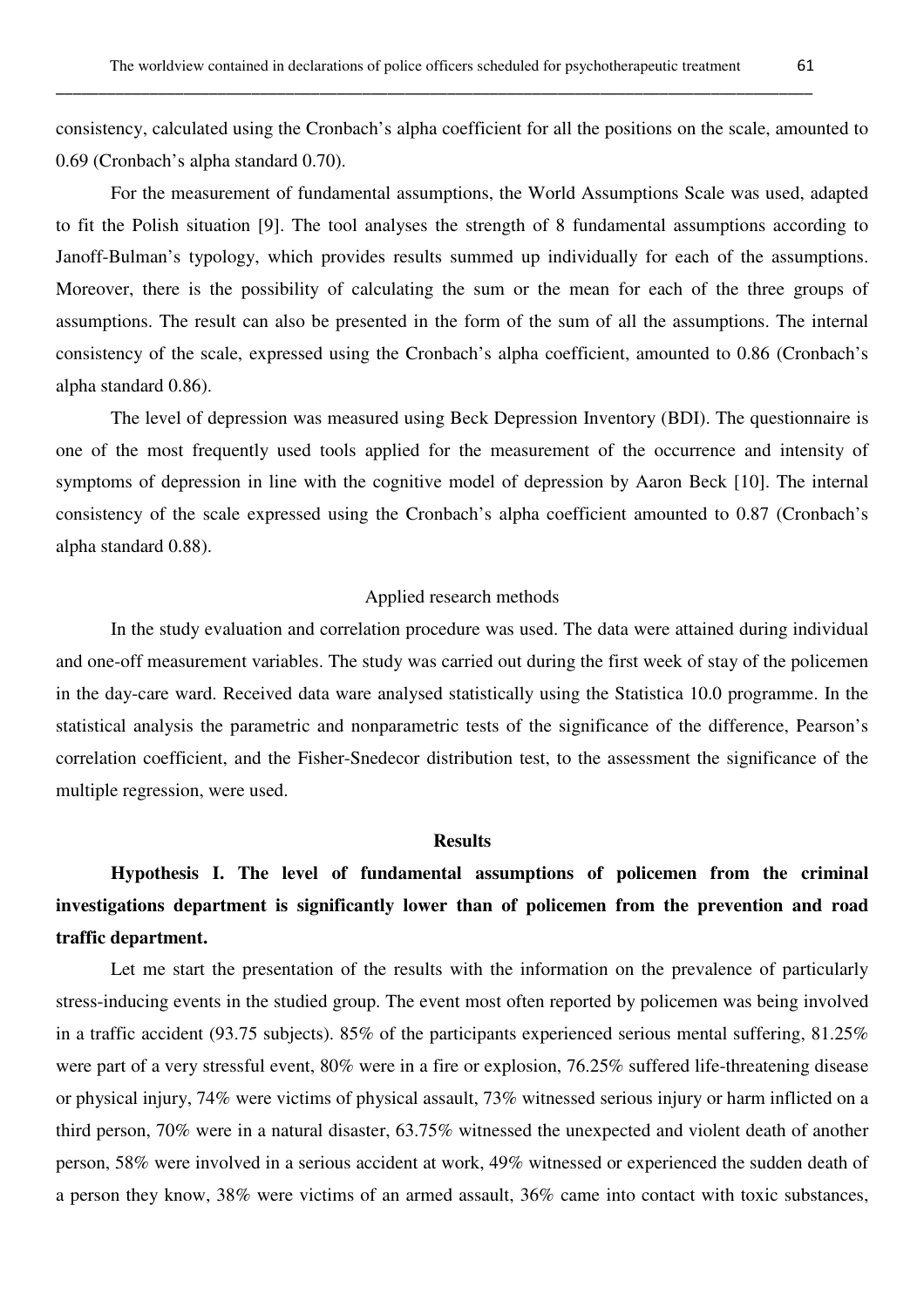consistency, calculated using the Cronbach's alpha coefficient for all the positions on the scale, amounted to 0.69 (Cronbach's alpha standard 0.70).

For the measurement of fundamental assumptions, the World Assumptions Scale was used, adapted to fit the Polish situation [9]. The tool analyses the strength of 8 fundamental assumptions according to Janoff-Bulman's typology, which provides results summed up individually for each of the assumptions. Moreover, there is the possibility of calculating the sum or the mean for each of the three groups of assumptions. The result can also be presented in the form of the sum of all the assumptions. The internal consistency of the scale, expressed using the Cronbach's alpha coefficient, amounted to 0.86 (Cronbach's alpha standard 0.86).

The level of depression was measured using Beck Depression Inventory (BDI). The questionnaire is one of the most frequently used tools applied for the measurement of the occurrence and intensity of symptoms of depression in line with the cognitive model of depression by Aaron Beck [10]. The internal consistency of the scale expressed using the Cronbach's alpha coefficient amounted to 0.87 (Cronbach's alpha standard 0.88).

### Applied research methods

In the study evaluation and correlation procedure was used. The data were attained during individual and one-off measurement variables. The study was carried out during the first week of stay of the policemen in the day-care ward. Received data ware analysed statistically using the Statistica 10.0 programme. In the statistical analysis the parametric and nonparametric tests of the significance of the difference, Pearson's correlation coefficient, and the Fisher-Snedecor distribution test, to the assessment the significance of the multiple regression, were used.

## Results

**Hypothesis I. The level of fundamental assumptions of policemen from the criminal investigations department is significantly lower than of policemen from the prevention and road traffic department.**

Let me start the presentation of the results with the information on the prevalence of particularly stress-inducing events in the studied group. The event most often reported by policemen was being involved in a traffic accident (93.75 subjects). 85% of the participants experienced serious mental suffering, 81.25% were part of a very stressful event, 80% were in a fire or explosion, 76.25% suffered life-threatening disease or physical injury, 74% were victims of physical assault, 73% witnessed serious injury or harm inflicted on a third person, 70% were in a natural disaster, 63.75% witnessed the unexpected and violent death of another person, 58% were involved in a serious accident at work, 49% witnessed or experienced the sudden death of a person they know, 38% were victims of an armed assault, 36% came into contact with toxic substances,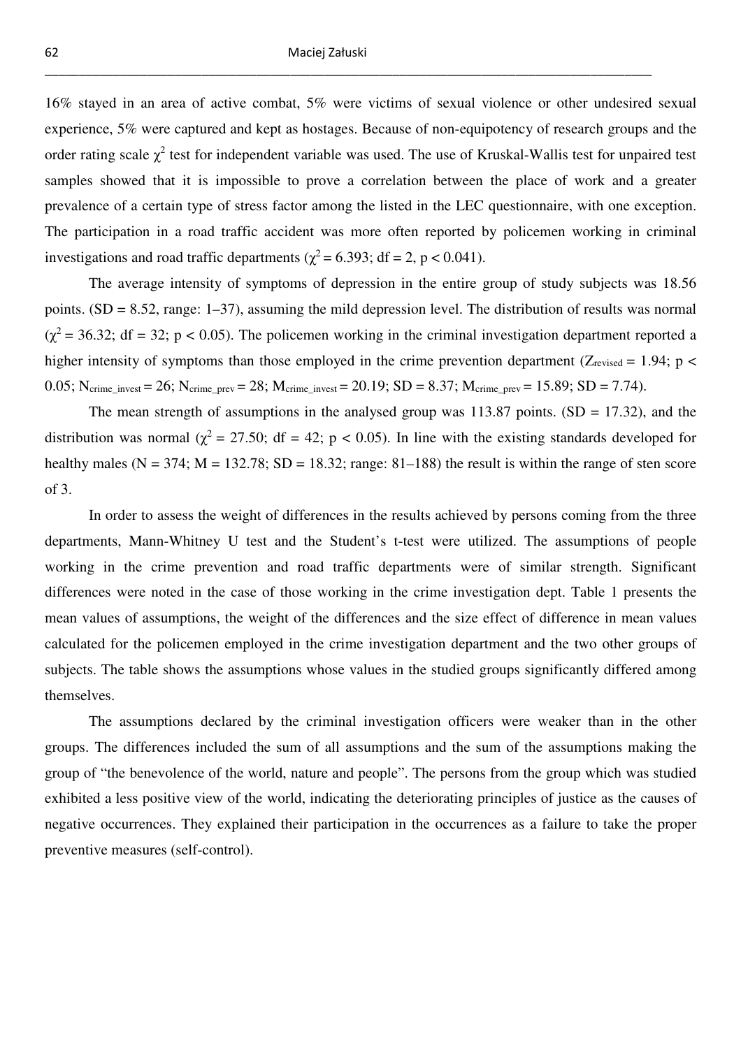16% stayed in an area of active combat, 5% were victims of sexual violence or other undesired sexual experience, 5% were captured and kept as hostages. Because of non-equipotency of research groups and the order rating scale $\chi^2$ test for independent variable was used. The use of Kruskal-Wallis test for unpaired test samples showed that it is impossible to prove a correlation between the place of work and a greater prevalence of a certain type of stress factor among the listed in the LEC questionnaire, with one exception. The participation in a road traffic accident was more often reported by policemen working in criminal investigations and road traffic departments ($\chi^2 = 6.393$; df = 2, $p < 0.041$).

The average intensity of symptoms of depression in the entire group of study subjects was 18.56 points. (SD = 8.52, range: 1–37), assuming the mild depression level. The distribution of results was normal ($\chi^2 = 36.32$; df = 32; $p < 0.05$). The policemen working in the criminal investigation department reported a higher intensity of symptoms than those employed in the crime prevention department ($Z_{revised} = 1.94$; $p < 0.05$; $N_{crime\_invest} = 26$; $N_{crime\_prev} = 28$; $M_{crime\_invest} = 20.19$; SD = 8.37; $M_{crime\_prev} = 15.89$; SD = 7.74).

The mean strength of assumptions in the analysed group was 113.87 points. (SD = 17.32), and the distribution was normal ($\chi^2 = 27.50$; df = 42; $p < 0.05$). In line with the existing standards developed for healthy males (N = 374; M = 132.78; SD = 18.32; range: 81–188) the result is within the range of sten score of 3.

In order to assess the weight of differences in the results achieved by persons coming from the three departments, Mann-Whitney U test and the Student's t-test were utilized. The assumptions of people working in the crime prevention and road traffic departments were of similar strength. Significant differences were noted in the case of those working in the crime investigation dept. Table 1 presents the mean values of assumptions, the weight of the differences and the size effect of difference in mean values calculated for the policemen employed in the crime investigation department and the two other groups of subjects. The table shows the assumptions whose values in the studied groups significantly differed among themselves.

The assumptions declared by the criminal investigation officers were weaker than in the other groups. The differences included the sum of all assumptions and the sum of the assumptions making the group of "the benevolence of the world, nature and people". The persons from the group which was studied exhibited a less positive view of the world, indicating the deteriorating principles of justice as the causes of negative occurrences. They explained their participation in the occurrences as a failure to take the proper preventive measures (self-control).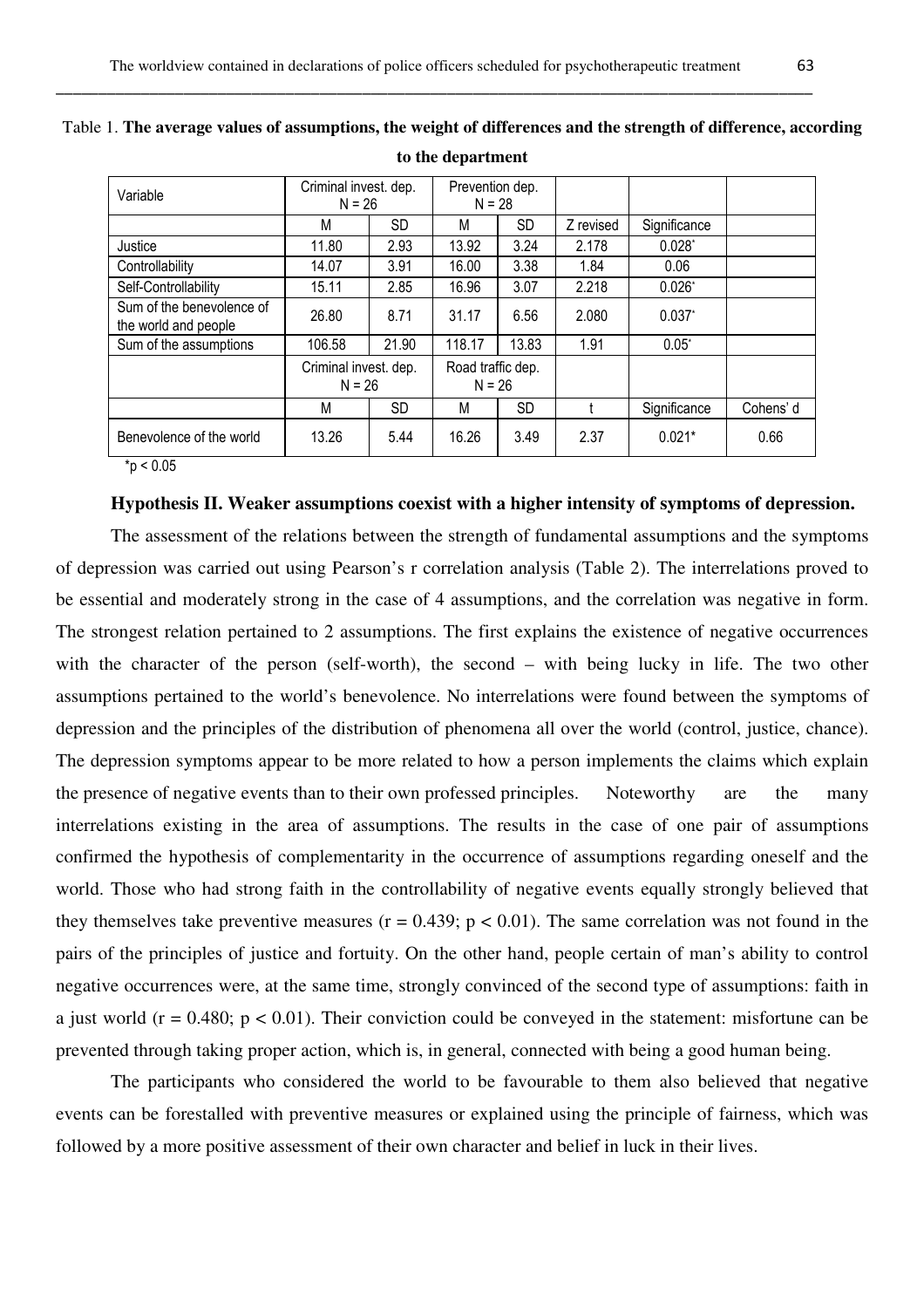Table 1. **The average values of assumptions, the weight of differences and the strength of difference, according to the department**

| Variable | Criminal invest. dep. N = 26 | | Prevention dep. N = 28 | | | | |
|---|---|---|---|---|---|---|---|
| | M | SD | M | SD | Z revised | Significance | |
| Justice | 11.80 | 2.93 | 13.92 | 3.24 | 2.178 | 0.028* | |
| Controllability | 14.07 | 3.91 | 16.00 | 3.38 | 1.84 | 0.06 | |
| Self-Controllability | 15.11 | 2.85 | 16.96 | 3.07 | 2.218 | 0.026* | |
| Sum of the benevolence of the world and people | 26.80 | 8.71 | 31.17 | 6.56 | 2.080 | 0.037* | |
| Sum of the assumptions | 106.58 | 21.90 | 118.17 | 13.83 | 1.91 | 0.05* | |
| | Criminal invest. dep. N = 26 | | Road traffic dep. N = 26 | | | | |
| | M | SD | M | SD | t | Significance | Cohens' d |
| Benevolence of the world | 13.26 | 5.44 | 16.26 | 3.49 | 2.37 | 0.021* | 0.66 |

$^*p < 0.05$

**Hypothesis II. Weaker assumptions coexist with a higher intensity of symptoms of depression.**

The assessment of the relations between the strength of fundamental assumptions and the symptoms of depression was carried out using Pearson's r correlation analysis (Table 2). The interrelations proved to be essential and moderately strong in the case of 4 assumptions, and the correlation was negative in form. The strongest relation pertained to 2 assumptions. The first explains the existence of negative occurrences with the character of the person (self-worth), the second – with being lucky in life. The two other assumptions pertained to the world's benevolence. No interrelations were found between the symptoms of depression and the principles of the distribution of phenomena all over the world (control, justice, chance). The depression symptoms appear to be more related to how a person implements the claims which explain the presence of negative events than to their own professed principles. Noteworthy are the many interrelations existing in the area of assumptions. The results in the case of one pair of assumptions confirmed the hypothesis of complementarity in the occurrence of assumptions regarding oneself and the world. Those who had strong faith in the controllability of negative events equally strongly believed that they themselves take preventive measures ($r = 0.439$; $p < 0.01$). The same correlation was not found in the pairs of the principles of justice and fortuity. On the other hand, people certain of man's ability to control negative occurrences were, at the same time, strongly convinced of the second type of assumptions: faith in a just world ($r = 0.480$; $p < 0.01$). Their conviction could be conveyed in the statement: misfortune can be prevented through taking proper action, which is, in general, connected with being a good human being.

The participants who considered the world to be favourable to them also believed that negative events can be forestalled with preventive measures or explained using the principle of fairness, which was followed by a more positive assessment of their own character and belief in luck in their lives.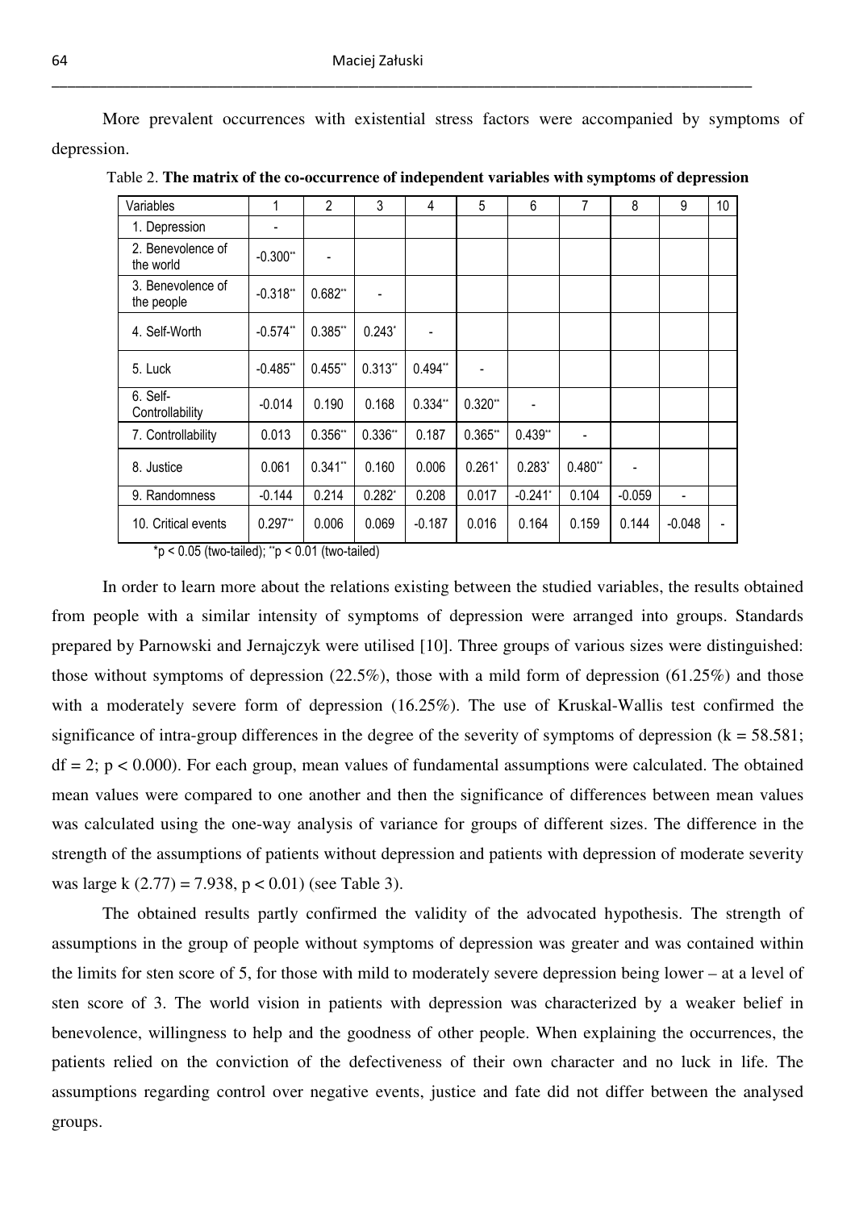More prevalent occurrences with existential stress factors were accompanied by symptoms of depression.

Table 2. **The matrix of the co-occurrence of independent variables with symptoms of depression**

| Variables | 1 | 2 | 3 | 4 | 5 | 6 | 7 | 8 | 9 | 10 |
|---|---|---|---|---|---|---|---|---|---|---|
| 1. Depression | - | | | | | | | | | |
| 2. Benevolence of the world | -0.300** | - | | | | | | | | |
| 3. Benevolence of the people | -0.318** | 0.682** | - | | | | | | | |
| 4. Self-Worth | -0.574** | 0.385** | 0.243* | - | | | | | | |
| 5. Luck | -0.485** | 0.455** | 0.313** | 0.494** | - | | | | | |
| 6. Self-Controllability | -0.014 | 0.190 | 0.168 | 0.334** | 0.320** | - | | | | |
| 7. Controllability | 0.013 | 0.356** | 0.336** | 0.187 | 0.365** | 0.439** | - | | | |
| 8. Justice | 0.061 | 0.341** | 0.160 | 0.006 | 0.261* | 0.283* | 0.480** | - | | |
| 9. Randomness | -0.144 | 0.214 | 0.282* | 0.208 | 0.017 | -0.241* | 0.104 | -0.059 | - | |
| 10. Critical events | 0.297** | 0.006 | 0.069 | -0.187 | 0.016 | 0.164 | 0.159 | 0.144 | -0.048 | - |

*p < 0.05 (two-tailed); **p < 0.01 (two-tailed)

In order to learn more about the relations existing between the studied variables, the results obtained from people with a similar intensity of symptoms of depression were arranged into groups. Standards prepared by Parnowski and Jernajczyk were utilised [10]. Three groups of various sizes were distinguished: those without symptoms of depression (22.5%), those with a mild form of depression (61.25%) and those with a moderately severe form of depression (16.25%). The use of Kruskal-Wallis test confirmed the significance of intra-group differences in the degree of the severity of symptoms of depression ($k = 58.581$; $df = 2$; $p < 0.000$). For each group, mean values of fundamental assumptions were calculated. The obtained mean values were compared to one another and then the significance of differences between mean values was calculated using the one-way analysis of variance for groups of different sizes. The difference in the strength of the assumptions of patients without depression and patients with depression of moderate severity was large $k\ (2.77) = 7.938$, $p < 0.01$) (see Table 3).

The obtained results partly confirmed the validity of the advocated hypothesis. The strength of assumptions in the group of people without symptoms of depression was greater and was contained within the limits for sten score of 5, for those with mild to moderately severe depression being lower – at a level of sten score of 3. The world vision in patients with depression was characterized by a weaker belief in benevolence, willingness to help and the goodness of other people. When explaining the occurrences, the patients relied on the conviction of the defectiveness of their own character and no luck in life. The assumptions regarding control over negative events, justice and fate did not differ between the analysed groups.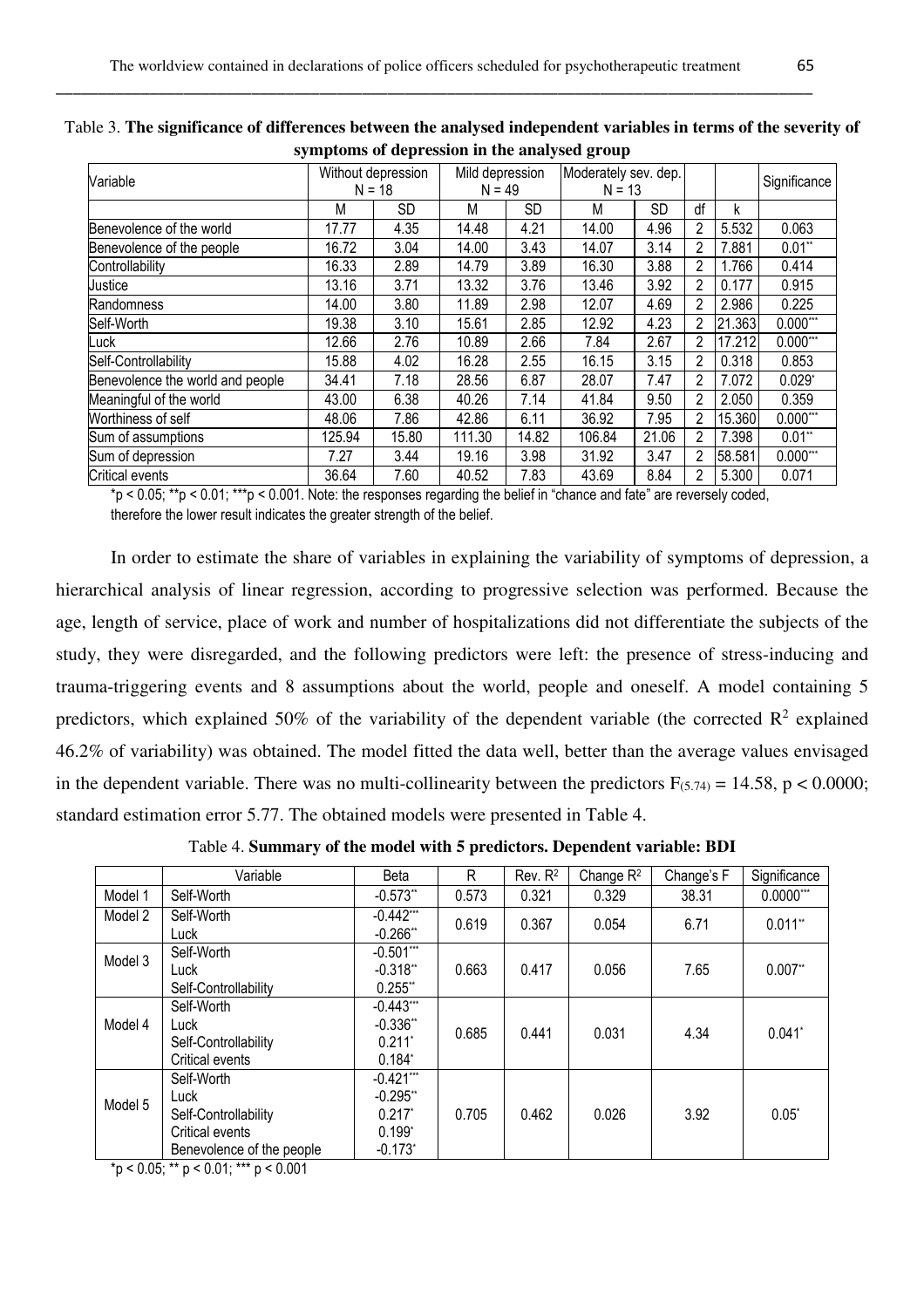Table 3. **The significance of differences between the analysed independent variables in terms of the severity of symptoms of depression in the analysed group**

| Variable | Without depression N = 18 | | Mild depression N = 49 | | Moderately sev. dep. N = 13 | | | | Significance |
|---|---|---|---|---|---|---|---|---|---|
| | M | SD | M | SD | M | SD | df | k | |
| Benevolence of the world | 17.77 | 4.35 | 14.48 | 4.21 | 14.00 | 4.96 | 2 | 5.532 | 0.063 |
| Benevolence of the people | 16.72 | 3.04 | 14.00 | 3.43 | 14.07 | 3.14 | 2 | 7.881 | 0.01** |
| Controllability | 16.33 | 2.89 | 14.79 | 3.89 | 16.30 | 3.88 | 2 | 1.766 | 0.414 |
| Justice | 13.16 | 3.71 | 13.32 | 3.76 | 13.46 | 3.92 | 2 | 0.177 | 0.915 |
| Randomness | 14.00 | 3.80 | 11.89 | 2.98 | 12.07 | 4.69 | 2 | 2.986 | 0.225 |
| Self-Worth | 19.38 | 3.10 | 15.61 | 2.85 | 12.92 | 4.23 | 2 | 21.363 | 0.000*** |
| Luck | 12.66 | 2.76 | 10.89 | 2.66 | 7.84 | 2.67 | 2 | 17.212 | 0.000*** |
| Self-Controllability | 15.88 | 4.02 | 16.28 | 2.55 | 16.15 | 3.15 | 2 | 0.318 | 0.853 |
| Benevolence the world and people | 34.41 | 7.18 | 28.56 | 6.87 | 28.07 | 7.47 | 2 | 7.072 | 0.029* |
| Meaningful of the world | 43.00 | 6.38 | 40.26 | 7.14 | 41.84 | 9.50 | 2 | 2.050 | 0.359 |
| Worthiness of self | 48.06 | 7.86 | 42.86 | 6.11 | 36.92 | 7.95 | 2 | 15.360 | 0.000*** |
| Sum of assumptions | 125.94 | 15.80 | 111.30 | 14.82 | 106.84 | 21.06 | 2 | 7.398 | 0.01** |
| Sum of depression | 7.27 | 3.44 | 19.16 | 3.98 | 31.92 | 3.47 | 2 | 58.581 | 0.000*** |
| Critical events | 36.64 | 7.60 | 40.52 | 7.83 | 43.69 | 8.84 | 2 | 5.300 | 0.071 |

*p < 0.05; **p < 0.01; ***p < 0.001. Note: the responses regarding the belief in "chance and fate" are reversely coded, therefore the lower result indicates the greater strength of the belief.

In order to estimate the share of variables in explaining the variability of symptoms of depression, a hierarchical analysis of linear regression, according to progressive selection was performed. Because the age, length of service, place of work and number of hospitalizations did not differentiate the subjects of the study, they were disregarded, and the following predictors were left: the presence of stress-inducing and trauma-triggering events and 8 assumptions about the world, people and oneself. A model containing 5 predictors, which explained 50% of the variability of the dependent variable (the corrected $R^2$ explained 46.2% of variability) was obtained. The model fitted the data well, better than the average values envisaged in the dependent variable. There was no multi-collinearity between the predictors $F_{(5.74)} = 14.58$, $p < 0.0000$; standard estimation error 5.77. The obtained models were presented in Table 4.

Table 4. **Summary of the model with 5 predictors. Dependent variable: BDI**

| | Variable | Beta | R | Rev. $R^2$ | Change $R^2$ | Change's F | Significance |
|---|---|---|---|---|---|---|---|
| Model 1 | Self-Worth | -0.573** | 0.573 | 0.321 | 0.329 | 38.31 | 0.0000*** |
| Model 2 | Self-Worth<br>Luck | -0.442***<br>-0.266** | 0.619 | 0.367 | 0.054 | 6.71 | 0.011** |
| Model 3 | Self-Worth<br>Luck<br>Self-Controllability | -0.501***<br>-0.318**<br>0.255** | 0.663 | 0.417 | 0.056 | 7.65 | 0.007** |
| Model 4 | Self-Worth<br>Luck<br>Self-Controllability<br>Critical events | -0.443***<br>-0.336**<br>0.211*<br>0.184* | 0.685 | 0.441 | 0.031 | 4.34 | 0.041* |
| Model 5 | Self-Worth<br>Luck<br>Self-Controllability<br>Critical events<br>Benevolence of the people | -0.421***<br>-0.295**<br>0.217*<br>0.199*<br>-0.173* | 0.705 | 0.462 | 0.026 | 3.92 | 0.05* |

*p < 0.05; ** p < 0.01; *** p < 0.001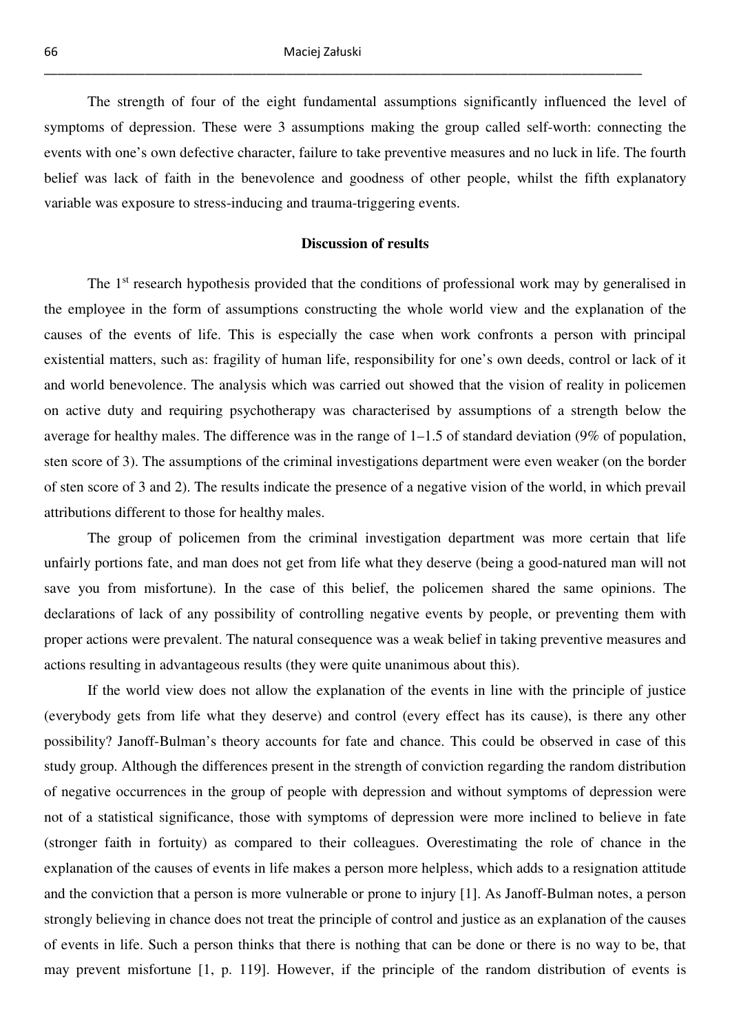The strength of four of the eight fundamental assumptions significantly influenced the level of symptoms of depression. These were 3 assumptions making the group called self-worth: connecting the events with one's own defective character, failure to take preventive measures and no luck in life. The fourth belief was lack of faith in the benevolence and goodness of other people, whilst the fifth explanatory variable was exposure to stress-inducing and trauma-triggering events.

## Discussion of results

The 1st research hypothesis provided that the conditions of professional work may by generalised in the employee in the form of assumptions constructing the whole world view and the explanation of the causes of the events of life. This is especially the case when work confronts a person with principal existential matters, such as: fragility of human life, responsibility for one's own deeds, control or lack of it and world benevolence. The analysis which was carried out showed that the vision of reality in policemen on active duty and requiring psychotherapy was characterised by assumptions of a strength below the average for healthy males. The difference was in the range of 1–1.5 of standard deviation (9% of population, sten score of 3). The assumptions of the criminal investigations department were even weaker (on the border of sten score of 3 and 2). The results indicate the presence of a negative vision of the world, in which prevail attributions different to those for healthy males.

The group of policemen from the criminal investigation department was more certain that life unfairly portions fate, and man does not get from life what they deserve (being a good-natured man will not save you from misfortune). In the case of this belief, the policemen shared the same opinions. The declarations of lack of any possibility of controlling negative events by people, or preventing them with proper actions were prevalent. The natural consequence was a weak belief in taking preventive measures and actions resulting in advantageous results (they were quite unanimous about this).

If the world view does not allow the explanation of the events in line with the principle of justice (everybody gets from life what they deserve) and control (every effect has its cause), is there any other possibility? Janoff-Bulman's theory accounts for fate and chance. This could be observed in case of this study group. Although the differences present in the strength of conviction regarding the random distribution of negative occurrences in the group of people with depression and without symptoms of depression were not of a statistical significance, those with symptoms of depression were more inclined to believe in fate (stronger faith in fortuity) as compared to their colleagues. Overestimating the role of chance in the explanation of the causes of events in life makes a person more helpless, which adds to a resignation attitude and the conviction that a person is more vulnerable or prone to injury [1]. As Janoff-Bulman notes, a person strongly believing in chance does not treat the principle of control and justice as an explanation of the causes of events in life. Such a person thinks that there is nothing that can be done or there is no way to be, that may prevent misfortune [1, p. 119]. However, if the principle of the random distribution of events is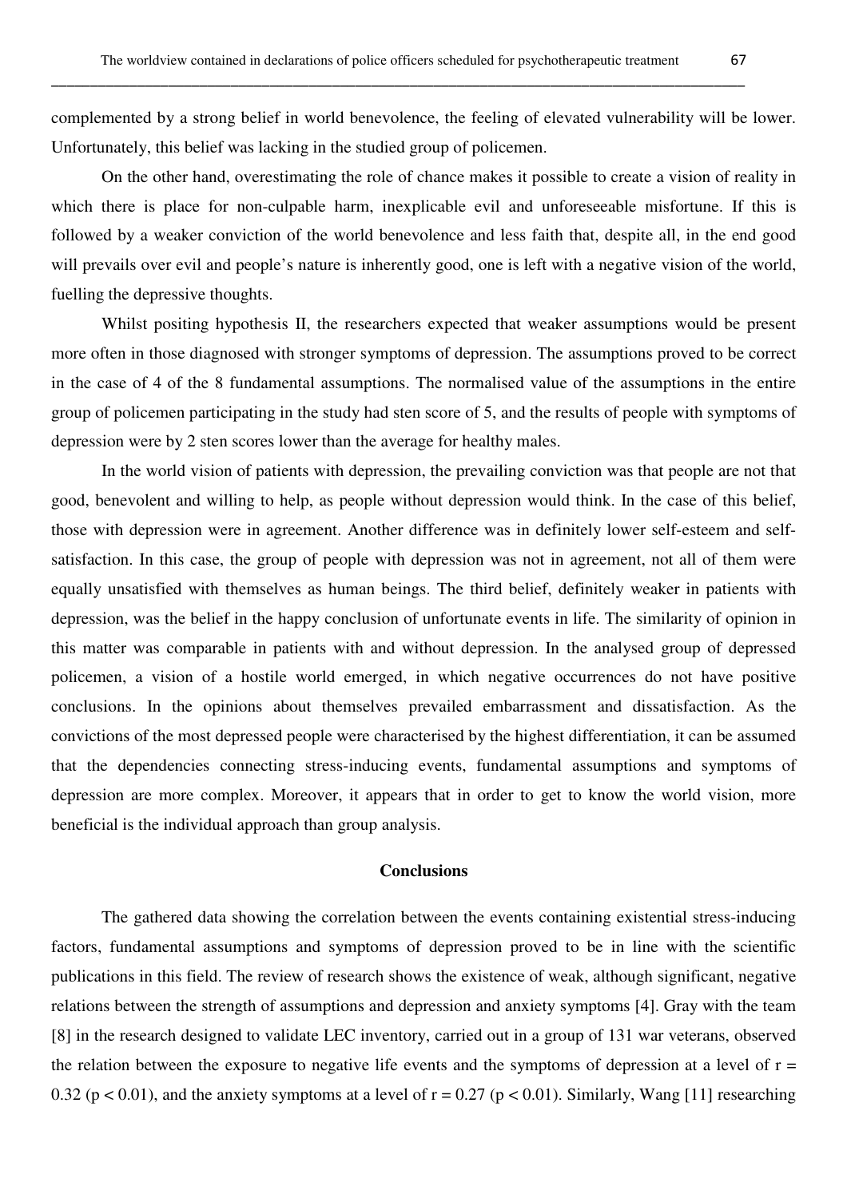complemented by a strong belief in world benevolence, the feeling of elevated vulnerability will be lower. Unfortunately, this belief was lacking in the studied group of policemen.

On the other hand, overestimating the role of chance makes it possible to create a vision of reality in which there is place for non-culpable harm, inexplicable evil and unforeseeable misfortune. If this is followed by a weaker conviction of the world benevolence and less faith that, despite all, in the end good will prevails over evil and people's nature is inherently good, one is left with a negative vision of the world, fuelling the depressive thoughts.

Whilst positing hypothesis II, the researchers expected that weaker assumptions would be present more often in those diagnosed with stronger symptoms of depression. The assumptions proved to be correct in the case of 4 of the 8 fundamental assumptions. The normalised value of the assumptions in the entire group of policemen participating in the study had sten score of 5, and the results of people with symptoms of depression were by 2 sten scores lower than the average for healthy males.

In the world vision of patients with depression, the prevailing conviction was that people are not that good, benevolent and willing to help, as people without depression would think. In the case of this belief, those with depression were in agreement. Another difference was in definitely lower self-esteem and self-satisfaction. In this case, the group of people with depression was not in agreement, not all of them were equally unsatisfied with themselves as human beings. The third belief, definitely weaker in patients with depression, was the belief in the happy conclusion of unfortunate events in life. The similarity of opinion in this matter was comparable in patients with and without depression. In the analysed group of depressed policemen, a vision of a hostile world emerged, in which negative occurrences do not have positive conclusions. In the opinions about themselves prevailed embarrassment and dissatisfaction. As the convictions of the most depressed people were characterised by the highest differentiation, it can be assumed that the dependencies connecting stress-inducing events, fundamental assumptions and symptoms of depression are more complex. Moreover, it appears that in order to get to know the world vision, more beneficial is the individual approach than group analysis.

## Conclusions

The gathered data showing the correlation between the events containing existential stress-inducing factors, fundamental assumptions and symptoms of depression proved to be in line with the scientific publications in this field. The review of research shows the existence of weak, although significant, negative relations between the strength of assumptions and depression and anxiety symptoms [4]. Gray with the team [8] in the research designed to validate LEC inventory, carried out in a group of 131 war veterans, observed the relation between the exposure to negative life events and the symptoms of depression at a level of $r = 0.32$ ($p < 0.01$), and the anxiety symptoms at a level of $r = 0.27$ ($p < 0.01$). Similarly, Wang [11] researching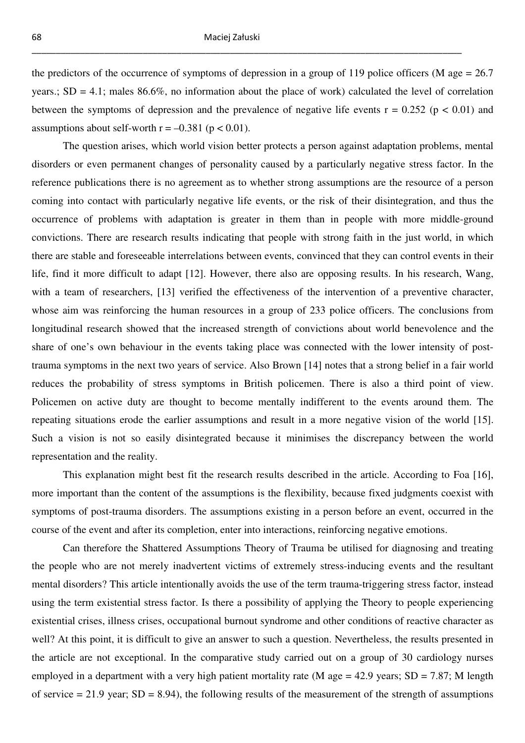the predictors of the occurrence of symptoms of depression in a group of 119 police officers (M age = 26.7 years.; SD = 4.1; males 86.6%, no information about the place of work) calculated the level of correlation between the symptoms of depression and the prevalence of negative life events $r = 0.252$ ($p < 0.01$) and assumptions about self-worth $r = -0.381$ ($p < 0.01$).

The question arises, which world vision better protects a person against adaptation problems, mental disorders or even permanent changes of personality caused by a particularly negative stress factor. In the reference publications there is no agreement as to whether strong assumptions are the resource of a person coming into contact with particularly negative life events, or the risk of their disintegration, and thus the occurrence of problems with adaptation is greater in them than in people with more middle-ground convictions. There are research results indicating that people with strong faith in the just world, in which there are stable and foreseeable interrelations between events, convinced that they can control events in their life, find it more difficult to adapt [12]. However, there also are opposing results. In his research, Wang, with a team of researchers, [13] verified the effectiveness of the intervention of a preventive character, whose aim was reinforcing the human resources in a group of 233 police officers. The conclusions from longitudinal research showed that the increased strength of convictions about world benevolence and the share of one's own behaviour in the events taking place was connected with the lower intensity of post-trauma symptoms in the next two years of service. Also Brown [14] notes that a strong belief in a fair world reduces the probability of stress symptoms in British policemen. There is also a third point of view. Policemen on active duty are thought to become mentally indifferent to the events around them. The repeating situations erode the earlier assumptions and result in a more negative vision of the world [15]. Such a vision is not so easily disintegrated because it minimises the discrepancy between the world representation and the reality.

This explanation might best fit the research results described in the article. According to Foa [16], more important than the content of the assumptions is the flexibility, because fixed judgments coexist with symptoms of post-trauma disorders. The assumptions existing in a person before an event, occurred in the course of the event and after its completion, enter into interactions, reinforcing negative emotions.

Can therefore the Shattered Assumptions Theory of Trauma be utilised for diagnosing and treating the people who are not merely inadvertent victims of extremely stress-inducing events and the resultant mental disorders? This article intentionally avoids the use of the term trauma-triggering stress factor, instead using the term existential stress factor. Is there a possibility of applying the Theory to people experiencing existential crises, illness crises, occupational burnout syndrome and other conditions of reactive character as well? At this point, it is difficult to give an answer to such a question. Nevertheless, the results presented in the article are not exceptional. In the comparative study carried out on a group of 30 cardiology nurses employed in a department with a very high patient mortality rate (M age = 42.9 years; SD = 7.87; M length of service = 21.9 year; SD = 8.94), the following results of the measurement of the strength of assumptions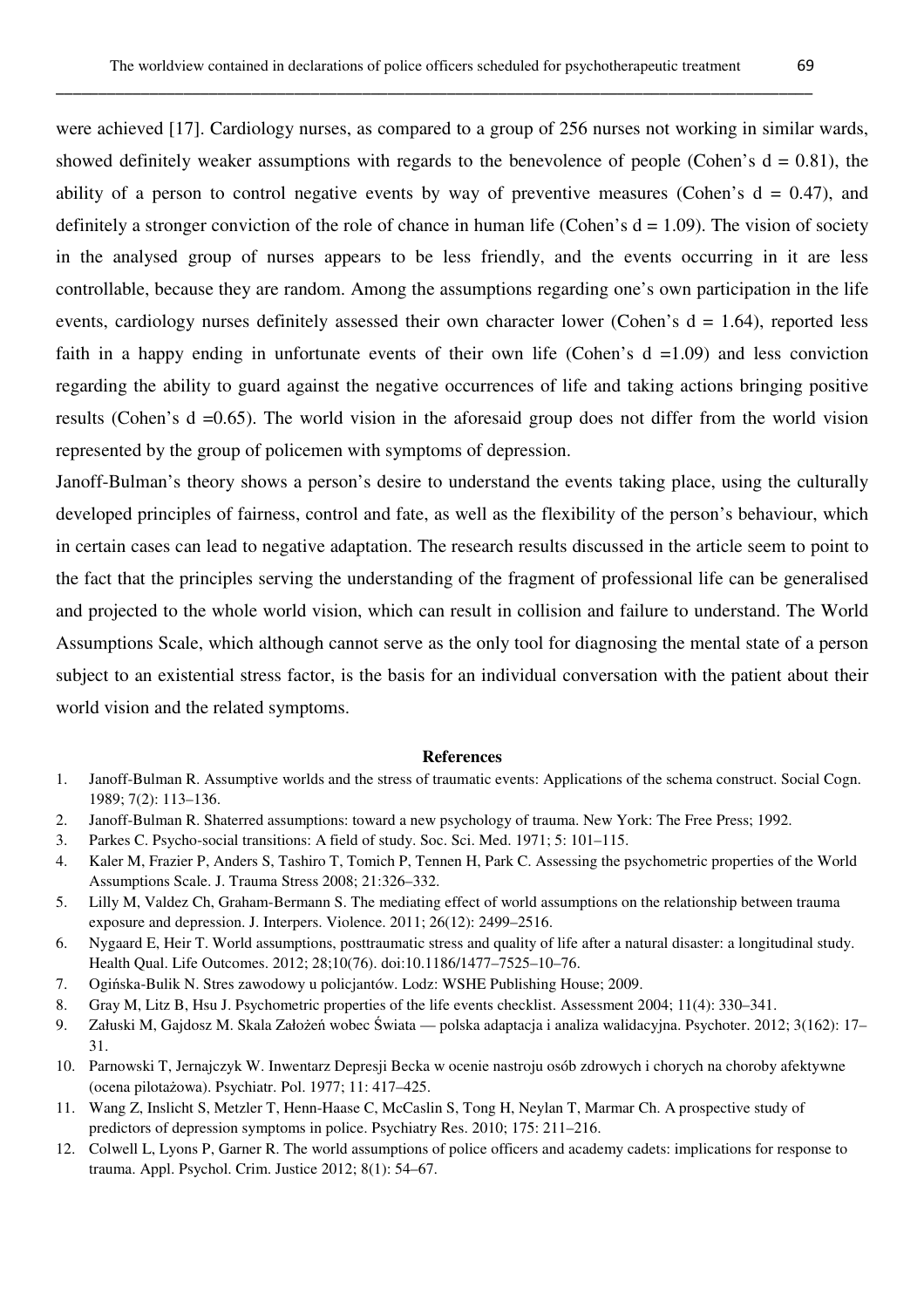were achieved [17]. Cardiology nurses, as compared to a group of 256 nurses not working in similar wards, showed definitely weaker assumptions with regards to the benevolence of people (Cohen's d = 0.81), the ability of a person to control negative events by way of preventive measures (Cohen's d = 0.47), and definitely a stronger conviction of the role of chance in human life (Cohen's d = 1.09). The vision of society in the analysed group of nurses appears to be less friendly, and the events occurring in it are less controllable, because they are random. Among the assumptions regarding one's own participation in the life events, cardiology nurses definitely assessed their own character lower (Cohen's d = 1.64), reported less faith in a happy ending in unfortunate events of their own life (Cohen's d =1.09) and less conviction regarding the ability to guard against the negative occurrences of life and taking actions bringing positive results (Cohen's d =0.65). The world vision in the aforesaid group does not differ from the world vision represented by the group of policemen with symptoms of depression.

Janoff-Bulman's theory shows a person's desire to understand the events taking place, using the culturally developed principles of fairness, control and fate, as well as the flexibility of the person's behaviour, which in certain cases can lead to negative adaptation. The research results discussed in the article seem to point to the fact that the principles serving the understanding of the fragment of professional life can be generalised and projected to the whole world vision, which can result in collision and failure to understand. The World Assumptions Scale, which although cannot serve as the only tool for diagnosing the mental state of a person subject to an existential stress factor, is the basis for an individual conversation with the patient about their world vision and the related symptoms.

## References

1. Janoff-Bulman R. Assumptive worlds and the stress of traumatic events: Applications of the schema construct. Social Cogn. 1989; 7(2): 113–136.
2. Janoff-Bulman R. Shaterred assumptions: toward a new psychology of trauma. New York: The Free Press; 1992.
3. Parkes C. Psycho-social transitions: A field of study. Soc. Sci. Med. 1971; 5: 101–115.
4. Kaler M, Frazier P, Anders S, Tashiro T, Tomich P, Tennen H, Park C. Assessing the psychometric properties of the World Assumptions Scale. J. Trauma Stress 2008; 21:326–332.
5. Lilly M, Valdez Ch, Graham-Bermann S. The mediating effect of world assumptions on the relationship between trauma exposure and depression. J. Interpers. Violence. 2011; 26(12): 2499–2516.
6. Nygaard E, Heir T. World assumptions, posttraumatic stress and quality of life after a natural disaster: a longitudinal study. Health Qual. Life Outcomes. 2012; 28;10(76). doi:10.1186/1477–7525–10–76.
7. Ogińska-Bulik N. Stres zawodowy u policjantów. Lodz: WSHE Publishing House; 2009.
8. Gray M, Litz B, Hsu J. Psychometric properties of the life events checklist. Assessment 2004; 11(4): 330–341.
9. Załuski M, Gajdosz M. Skala Założeń wobec Świata — polska adaptacja i analiza walidacyjna. Psychoter. 2012; 3(162): 17–31.
10. Parnowski T, Jernajczyk W. Inwentarz Depresji Becka w ocenie nastroju osób zdrowych i chorych na choroby afektywne (ocena pilotażowa). Psychiatr. Pol. 1977; 11: 417–425.
11. Wang Z, Inslicht S, Metzler T, Henn-Haase C, McCaslin S, Tong H, Neylan T, Marmar Ch. A prospective study of predictors of depression symptoms in police. Psychiatry Res. 2010; 175: 211–216.
12. Colwell L, Lyons P, Garner R. The world assumptions of police officers and academy cadets: implications for response to trauma. Appl. Psychol. Crim. Justice 2012; 8(1): 54–67.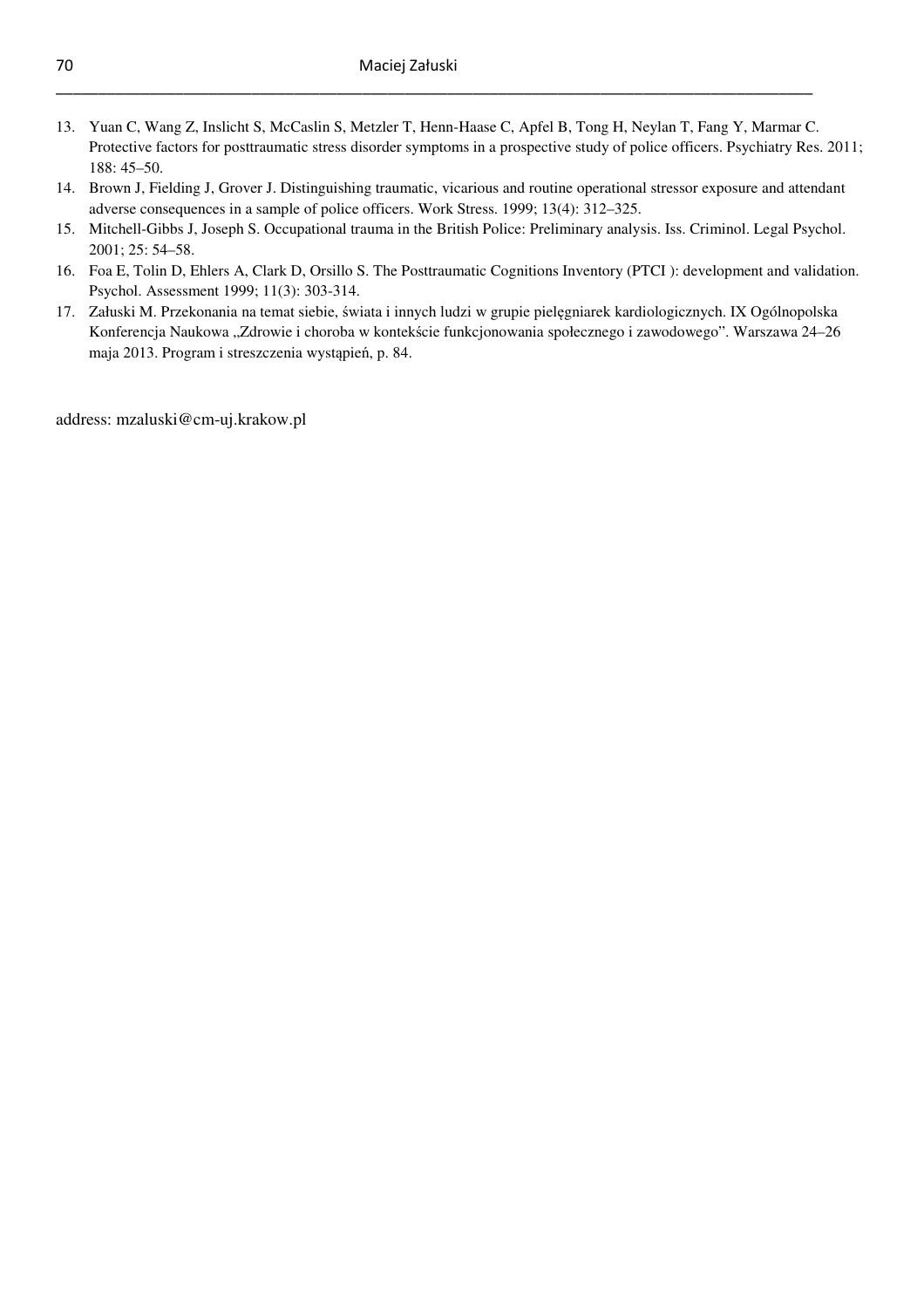13. Yuan C, Wang Z, Inslicht S, McCaslin S, Metzler T, Henn-Haase C, Apfel B, Tong H, Neylan T, Fang Y, Marmar C. Protective factors for posttraumatic stress disorder symptoms in a prospective study of police officers. Psychiatry Res. 2011; 188: 45–50.
14. Brown J, Fielding J, Grover J. Distinguishing traumatic, vicarious and routine operational stressor exposure and attendant adverse consequences in a sample of police officers. Work Stress. 1999; 13(4): 312–325.
15. Mitchell-Gibbs J, Joseph S. Occupational trauma in the British Police: Preliminary analysis. Iss. Criminol. Legal Psychol. 2001; 25: 54–58.
16. Foa E, Tolin D, Ehlers A, Clark D, Orsillo S. The Posttraumatic Cognitions Inventory (PTCI ): development and validation. Psychol. Assessment 1999; 11(3): 303-314.
17. Załuski M. Przekonania na temat siebie, świata i innych ludzi w grupie pielęgniarek kardiologicznych. IX Ogólnopolska Konferencja Naukowa „Zdrowie i choroba w kontekście funkcjonowania społecznego i zawodowego". Warszawa 24–26 maja 2013. Program i streszczenia wystąpień, p. 84.

address: mzaluski@cm-uj.krakow.pl